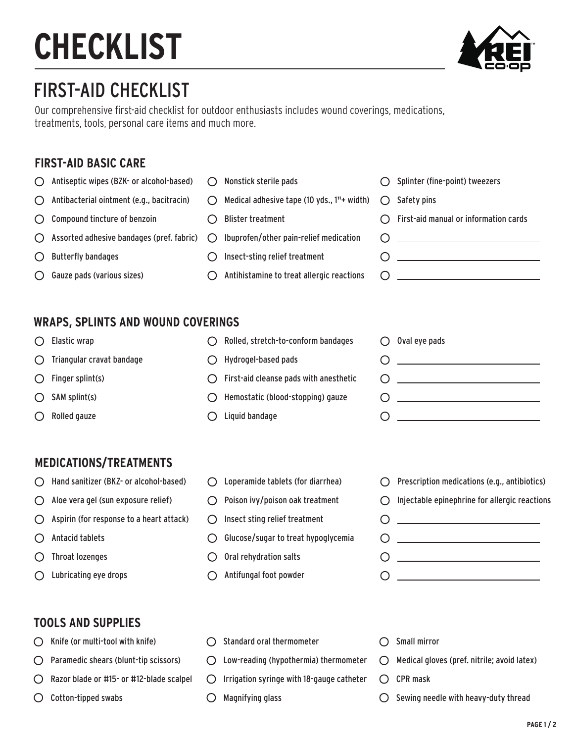# CHECKLIST

## FIRST-AID CHECKLIST

Our comprehensive first-aid checklist for outdoor enthusiasts includes wound coverings, medications, treatments, tools, personal care items and much more.

### FIRST-AID BASIC CARE

- ○ Antiseptic wipes (BZK- or alcohol-based)
- ○ Antibacterial ointment (e.g., bacitracin)
- ○ Compound tincture of benzoin
- ○ Assorted adhesive bandages (pref. fabric)
- ○ Butterfly bandages
- ○ Gauze pads (various sizes)
- ○ Nonstick sterile pads
- ○ Medical adhesive tape (10 yds., 1"+ width)
- ○ Blister treatment
- ○ Ibuprofen/other pain-relief medication
- ○ Insect-sting relief treatment
- ○ Antihistamine to treat allergic reactions
- ○ Splinter (fine-point) tweezers
- ○ Safety pins
- ○ First-aid manual or information cards
- ○ ______________________
- ○ ______________________
- ○ ______________________

### WRAPS, SPLINTS AND WOUND COVERINGS

- ○ Elastic wrap
- ○ Triangular cravat bandage
- ○ Finger splint(s)
- ○ SAM splint(s)
- ○ Rolled gauze
- ○ Rolled, stretch-to-conform bandages
- ○ Hydrogel-based pads
- ○ First-aid cleanse pads with anesthetic
- ○ Hemostatic (blood-stopping) gauze
- ○ Liquid bandage
- ○ Oval eye pads
- ○ ______________________
- ○ ______________________
- ○ ______________________
- ○ ______________________

### MEDICATIONS/TREATMENTS

- ○ Hand sanitizer (BKZ- or alcohol-based)
- ○ Aloe vera gel (sun exposure relief)
- ○ Aspirin (for response to a heart attack)
- ○ Antacid tablets
- ○ Throat lozenges
- ○ Lubricating eye drops
- ○ Loperamide tablets (for diarrhea)
- ○ Poison ivy/poison oak treatment
- ○ Insect sting relief treatment
- ○ Glucose/sugar to treat hypoglycemia
- ○ Oral rehydration salts
- ○ Antifungal foot powder
- ○ Prescription medications (e.g., antibiotics)
- ○ Injectable epinephrine for allergic reactions
- ○ ______________________
- ○ ______________________
- ○ ______________________
- ○ ______________________

### TOOLS AND SUPPLIES

- ○ Knife (or multi-tool with knife)
- ○ Paramedic shears (blunt-tip scissors)
- ○ Razor blade or #15- or #12-blade scalpel
- ○ Cotton-tipped swabs
- ○ Standard oral thermometer
- ○ Low-reading (hypothermia) thermometer
- ○ Irrigation syringe with 18-gauge catheter
- ○ Magnifying glass
- ○ Small mirror
- ○ Medical gloves (pref. nitrile; avoid latex)
- ○ CPR mask
- ○ Sewing needle with heavy-duty thread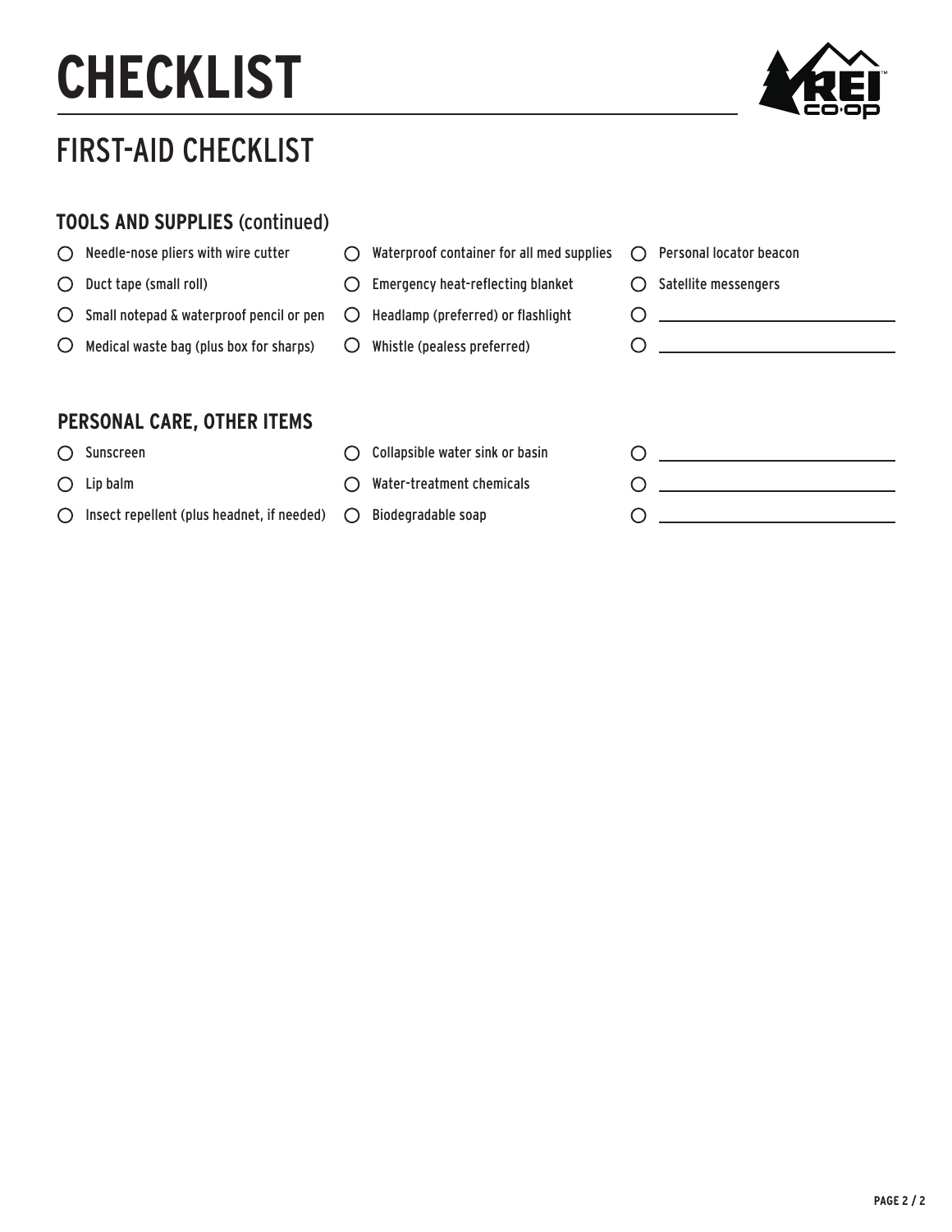# CHECKLIST

## FIRST-AID CHECKLIST

### TOOLS AND SUPPLIES (continued)

- ○ Needle-nose pliers with wire cutter
- ○ Duct tape (small roll)
- ○ Small notepad & waterproof pencil or pen
- ○ Medical waste bag (plus box for sharps)
- ○ Waterproof container for all med supplies
- ○ Emergency heat-reflecting blanket
- ○ Headlamp (preferred) or flashlight
- ○ Whistle (pealess preferred)
- ○ Personal locator beacon
- ○ Satellite messengers
- ○ ____________________
- ○ ____________________

### PERSONAL CARE, OTHER ITEMS

- ○ Sunscreen
- ○ Lip balm
- ○ Insect repellent (plus headnet, if needed)
- ○ Collapsible water sink or basin
- ○ Water-treatment chemicals
- ○ Biodegradable soap
- ○ ____________________
- ○ ____________________
- ○ ____________________